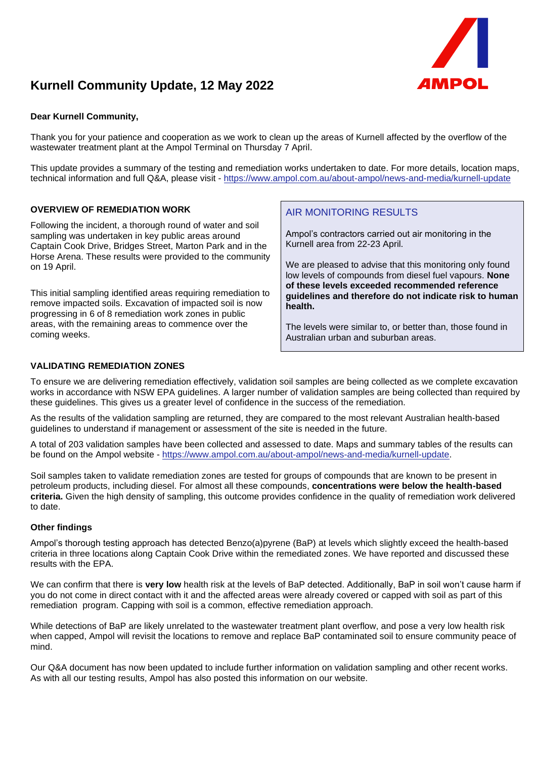# Kurnell Community Update, 12 May 2022

**Dear Kurnell Community,**

Thank you for your patience and cooperation as we work to clean up the areas of Kurnell affected by the overflow of the wastewater treatment plant at the Ampol Terminal on Thursday 7 April.

This update provides a summary of the testing and remediation works undertaken to date. For more details, location maps, technical information and full Q&A, please visit - https://www.ampol.com.au/about-ampol/news-and-media/kurnell-update

### OVERVIEW OF REMEDIATION WORK

Following the incident, a thorough round of water and soil sampling was undertaken in key public areas around Captain Cook Drive, Bridges Street, Marton Park and in the Horse Arena. These results were provided to the community on 19 April.

This initial sampling identified areas requiring remediation to remove impacted soils. Excavation of impacted soil is now progressing in 6 of 8 remediation work zones in public areas, with the remaining areas to commence over the coming weeks.

### AIR MONITORING RESULTS

Ampol's contractors carried out air monitoring in the Kurnell area from 22-23 April.

We are pleased to advise that this monitoring only found low levels of compounds from diesel fuel vapours. **None of these levels exceeded recommended reference guidelines and therefore do not indicate risk to human health.**

The levels were similar to, or better than, those found in Australian urban and suburban areas.

### VALIDATING REMEDIATION ZONES

To ensure we are delivering remediation effectively, validation soil samples are being collected as we complete excavation works in accordance with NSW EPA guidelines. A larger number of validation samples are being collected than required by these guidelines. This gives us a greater level of confidence in the success of the remediation.

As the results of the validation sampling are returned, they are compared to the most relevant Australian health-based guidelines to understand if management or assessment of the site is needed in the future.

A total of 203 validation samples have been collected and assessed to date. Maps and summary tables of the results can be found on the Ampol website - https://www.ampol.com.au/about-ampol/news-and-media/kurnell-update.

Soil samples taken to validate remediation zones are tested for groups of compounds that are known to be present in petroleum products, including diesel. For almost all these compounds, **concentrations were below the health-based criteria.** Given the high density of sampling, this outcome provides confidence in the quality of remediation work delivered to date.

#### Other findings

Ampol's thorough testing approach has detected Benzo(a)pyrene (BaP) at levels which slightly exceed the health-based criteria in three locations along Captain Cook Drive within the remediated zones. We have reported and discussed these results with the EPA.

We can confirm that there is **very low** health risk at the levels of BaP detected. Additionally, BaP in soil won't cause harm if you do not come in direct contact with it and the affected areas were already covered or capped with soil as part of this remediation program. Capping with soil is a common, effective remediation approach.

While detections of BaP are likely unrelated to the wastewater treatment plant overflow, and pose a very low health risk when capped, Ampol will revisit the locations to remove and replace BaP contaminated soil to ensure community peace of mind.

Our Q&A document has now been updated to include further information on validation sampling and other recent works. As with all our testing results, Ampol has also posted this information on our website.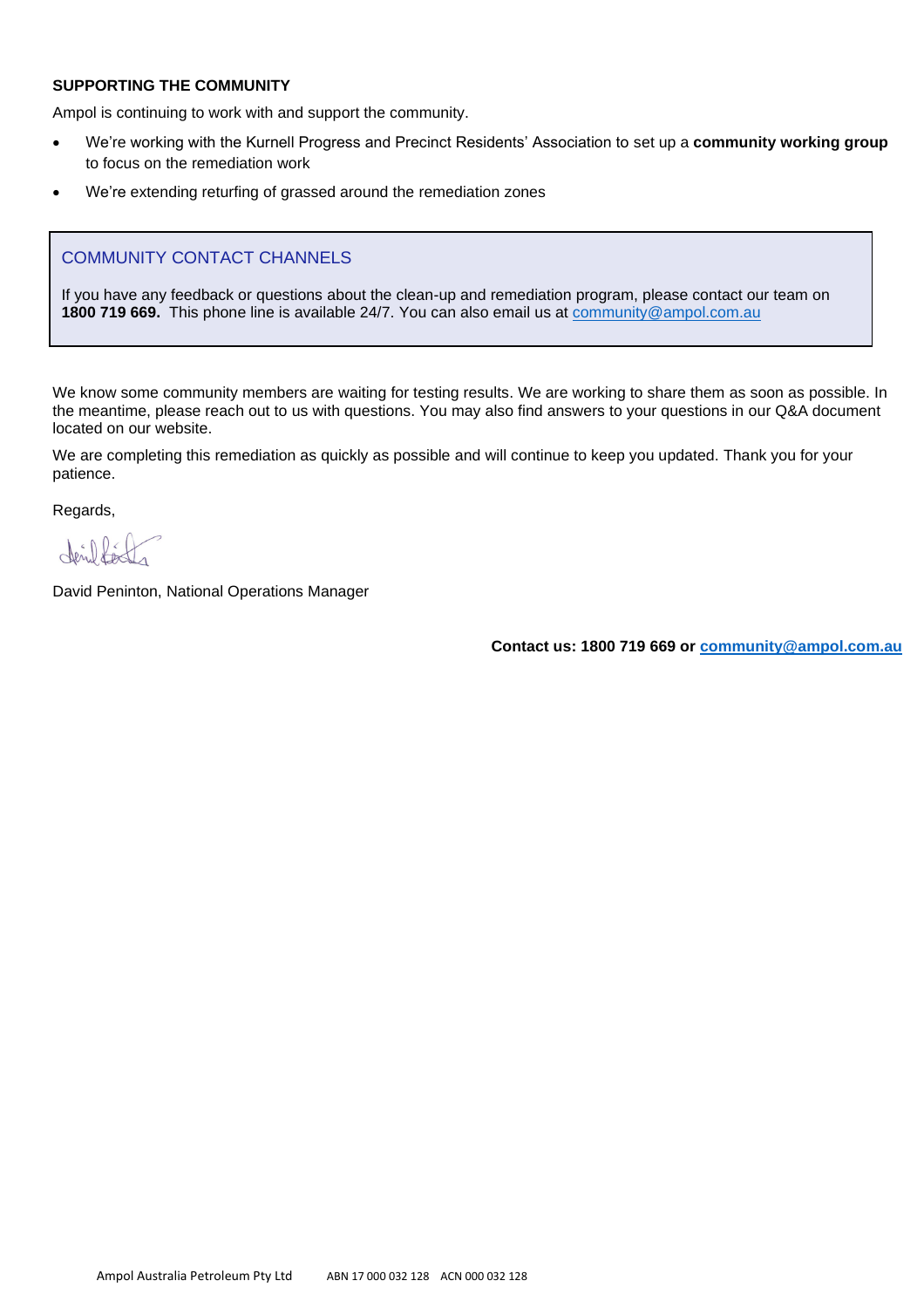**SUPPORTING THE COMMUNITY**

Ampol is continuing to work with and support the community.

- We're working with the Kurnell Progress and Precinct Residents' Association to set up a **community working group** to focus on the remediation work
- We're extending returfing of grassed around the remediation zones

## COMMUNITY CONTACT CHANNELS

If you have any feedback or questions about the clean-up and remediation program, please contact our team on **1800 719 669.** This phone line is available 24/7. You can also email us at community@ampol.com.au

We know some community members are waiting for testing results. We are working to share them as soon as possible. In the meantime, please reach out to us with questions. You may also find answers to your questions in our Q&A document located on our website.

We are completing this remediation as quickly as possible and will continue to keep you updated. Thank you for your patience.

Regards,

David Peninton, National Operations Manager

**Contact us: 1800 719 669 or community@ampol.com.au**

Ampol Australia Petroleum Pty Ltd ABN 17 000 032 128 ACN 000 032 128